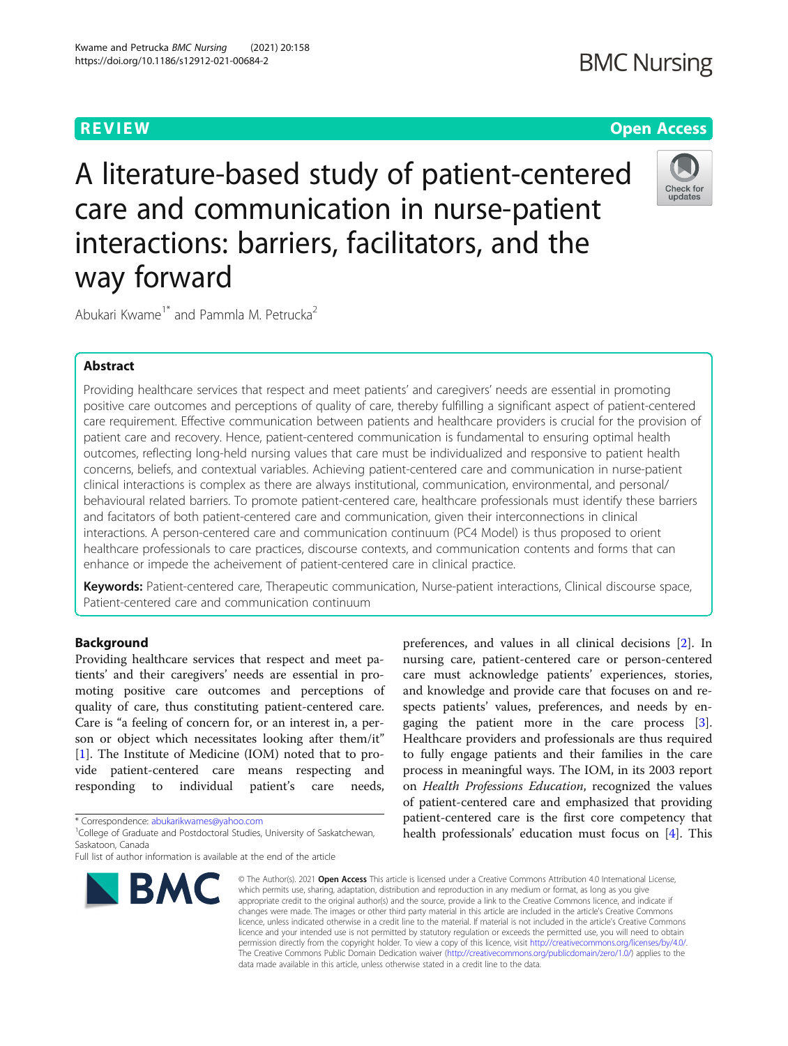REVIEW

Open Access

# A literature-based study of patient-centered care and communication in nurse-patient interactions: barriers, facilitators, and the way forward

Abukari Kwame[1*] and Pammla M. Petrucka[2]

## Abstract

Providing healthcare services that respect and meet patients' and caregivers' needs are essential in promoting positive care outcomes and perceptions of quality of care, thereby fulfilling a significant aspect of patient-centered care requirement. Effective communication between patients and healthcare providers is crucial for the provision of patient care and recovery. Hence, patient-centered communication is fundamental to ensuring optimal health outcomes, reflecting long-held nursing values that care must be individualized and responsive to patient health concerns, beliefs, and contextual variables. Achieving patient-centered care and communication in nurse-patient clinical interactions is complex as there are always institutional, communication, environmental, and personal/behavioural related barriers. To promote patient-centered care, healthcare professionals must identify these barriers and facitators of both patient-centered care and communication, given their interconnections in clinical interactions. A person-centered care and communication continuum (PC4 Model) is thus proposed to orient healthcare professionals to care practices, discourse contexts, and communication contents and forms that can enhance or impede the acheivement of patient-centered care in clinical practice.

**Keywords:** Patient-centered care, Therapeutic communication, Nurse-patient interactions, Clinical discourse space, Patient-centered care and communication continuum

## Background

Providing healthcare services that respect and meet patients' and their caregivers' needs are essential in promoting positive care outcomes and perceptions of quality of care, thus constituting patient-centered care. Care is "a feeling of concern for, or an interest in, a person or object which necessitates looking after them/it" [1]. The Institute of Medicine (IOM) noted that to provide patient-centered care means respecting and responding to individual patient's care needs, preferences, and values in all clinical decisions [2]. In nursing care, patient-centered care or person-centered care must acknowledge patients' experiences, stories, and knowledge and provide care that focuses on and respects patients' values, preferences, and needs by engaging the patient more in the care process [3]. Healthcare providers and professionals are thus required to fully engage patients and their families in the care process in meaningful ways. The IOM, in its 2003 report on *Health Professions Education*, recognized the values of patient-centered care and emphasized that providing patient-centered care is the first core competency that health professionals' education must focus on [4]. This

* Correspondence: abukarikwames@yahoo.com

[1]College of Graduate and Postdoctoral Studies, University of Saskatchewan, Saskatoon, Canada

Full list of author information is available at the end of the article

© The Author(s). 2021 **Open Access** This article is licensed under a Creative Commons Attribution 4.0 International License, which permits use, sharing, adaptation, distribution and reproduction in any medium or format, as long as you give appropriate credit to the original author(s) and the source, provide a link to the Creative Commons licence, and indicate if changes were made. The images or other third party material in this article are included in the article's Creative Commons licence, unless indicated otherwise in a credit line to the material. If material is not included in the article's Creative Commons licence and your intended use is not permitted by statutory regulation or exceeds the permitted use, you will need to obtain permission directly from the copyright holder. To view a copy of this licence, visit http://creativecommons.org/licenses/by/4.0/. The Creative Commons Public Domain Dedication waiver (http://creativecommons.org/publicdomain/zero/1.0/) applies to the data made available in this article, unless otherwise stated in a credit line to the data.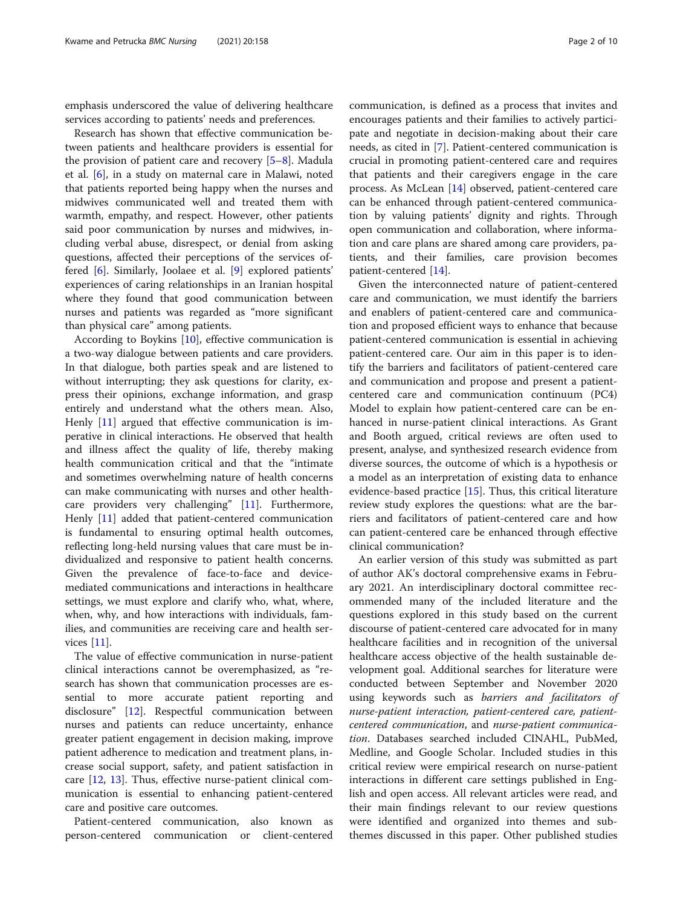emphasis underscored the value of delivering healthcare services according to patients' needs and preferences.

Research has shown that effective communication between patients and healthcare providers is essential for the provision of patient care and recovery [5–8]. Madula et al. [6], in a study on maternal care in Malawi, noted that patients reported being happy when the nurses and midwives communicated well and treated them with warmth, empathy, and respect. However, other patients said poor communication by nurses and midwives, including verbal abuse, disrespect, or denial from asking questions, affected their perceptions of the services offered [6]. Similarly, Joolaee et al. [9] explored patients' experiences of caring relationships in an Iranian hospital where they found that good communication between nurses and patients was regarded as "more significant than physical care" among patients.

According to Boykins [10], effective communication is a two-way dialogue between patients and care providers. In that dialogue, both parties speak and are listened to without interrupting; they ask questions for clarity, express their opinions, exchange information, and grasp entirely and understand what the others mean. Also, Henly [11] argued that effective communication is imperative in clinical interactions. He observed that health and illness affect the quality of life, thereby making health communication critical and that the "intimate and sometimes overwhelming nature of health concerns can make communicating with nurses and other healthcare providers very challenging" [11]. Furthermore, Henly [11] added that patient-centered communication is fundamental to ensuring optimal health outcomes, reflecting long-held nursing values that care must be individualized and responsive to patient health concerns. Given the prevalence of face-to-face and device-mediated communications and interactions in healthcare settings, we must explore and clarify who, what, where, when, why, and how interactions with individuals, families, and communities are receiving care and health services [11].

The value of effective communication in nurse-patient clinical interactions cannot be overemphasized, as "research has shown that communication processes are essential to more accurate patient reporting and disclosure" [12]. Respectful communication between nurses and patients can reduce uncertainty, enhance greater patient engagement in decision making, improve patient adherence to medication and treatment plans, increase social support, safety, and patient satisfaction in care [12, 13]. Thus, effective nurse-patient clinical communication is essential to enhancing patient-centered care and positive care outcomes.

Patient-centered communication, also known as person-centered communication or client-centered communication, is defined as a process that invites and encourages patients and their families to actively participate and negotiate in decision-making about their care needs, as cited in [7]. Patient-centered communication is crucial in promoting patient-centered care and requires that patients and their caregivers engage in the care process. As McLean [14] observed, patient-centered care can be enhanced through patient-centered communication by valuing patients' dignity and rights. Through open communication and collaboration, where information and care plans are shared among care providers, patients, and their families, care provision becomes patient-centered [14].

Given the interconnected nature of patient-centered care and communication, we must identify the barriers and enablers of patient-centered care and communication and proposed efficient ways to enhance that because patient-centered communication is essential in achieving patient-centered care. Our aim in this paper is to identify the barriers and facilitators of patient-centered care and communication and propose and present a patient-centered care and communication continuum (PC4) Model to explain how patient-centered care can be enhanced in nurse-patient clinical interactions. As Grant and Booth argued, critical reviews are often used to present, analyse, and synthesized research evidence from diverse sources, the outcome of which is a hypothesis or a model as an interpretation of existing data to enhance evidence-based practice [15]. Thus, this critical literature review study explores the questions: what are the barriers and facilitators of patient-centered care and how can patient-centered care be enhanced through effective clinical communication?

An earlier version of this study was submitted as part of author AK's doctoral comprehensive exams in February 2021. An interdisciplinary doctoral committee recommended many of the included literature and the questions explored in this study based on the current discourse of patient-centered care advocated for in many healthcare facilities and in recognition of the universal healthcare access objective of the health sustainable development goal. Additional searches for literature were conducted between September and November 2020 using keywords such as *barriers and facilitators of nurse-patient interaction, patient-centered care, patient-centered communication*, and *nurse-patient communication*. Databases searched included CINAHL, PubMed, Medline, and Google Scholar. Included studies in this critical review were empirical research on nurse-patient interactions in different care settings published in English and open access. All relevant articles were read, and their main findings relevant to our review questions were identified and organized into themes and subthemes discussed in this paper. Other published studies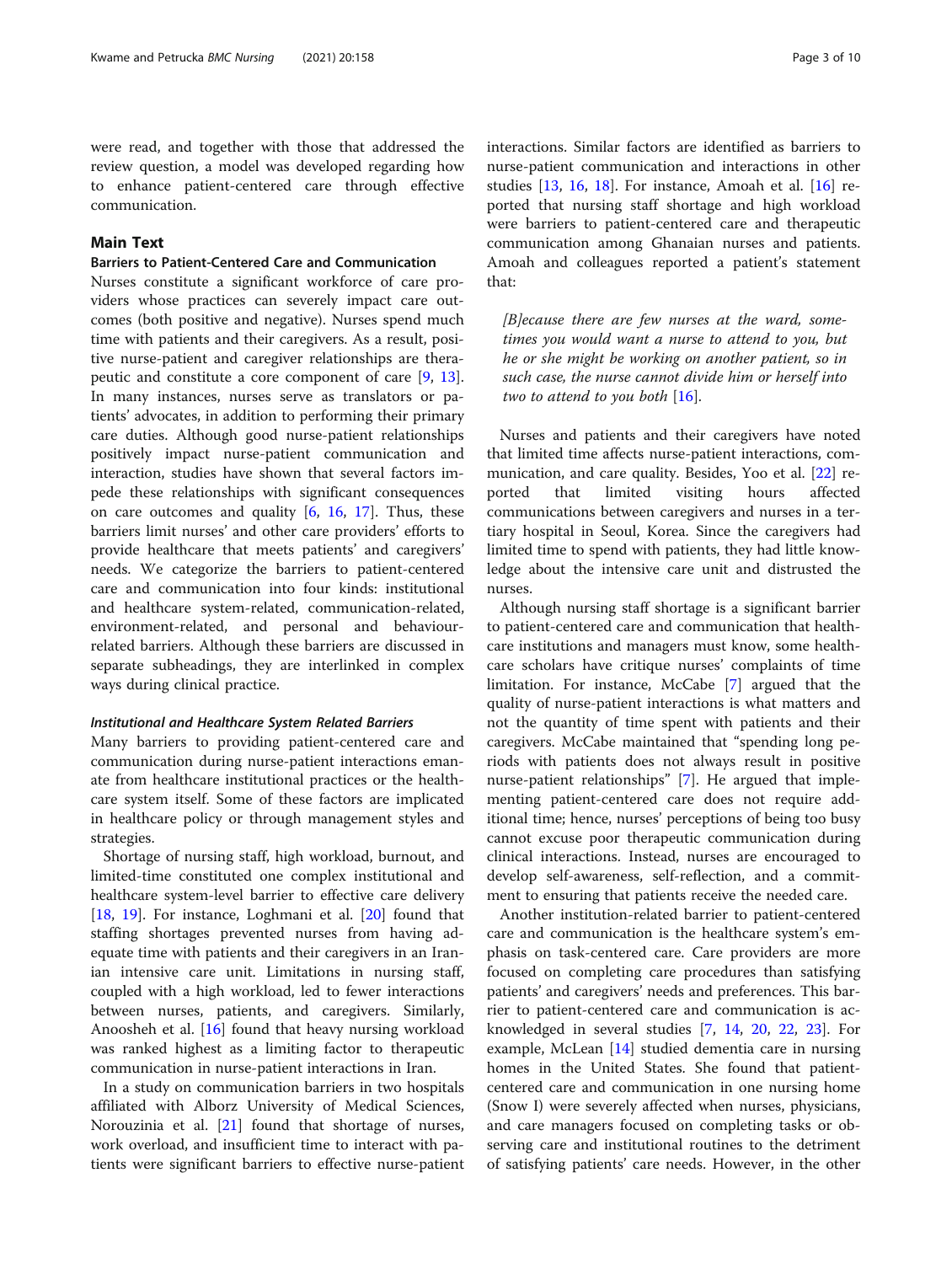were read, and together with those that addressed the review question, a model was developed regarding how to enhance patient-centered care through effective communication.

## Main Text

### Barriers to Patient-Centered Care and Communication

Nurses constitute a significant workforce of care providers whose practices can severely impact care outcomes (both positive and negative). Nurses spend much time with patients and their caregivers. As a result, positive nurse-patient and caregiver relationships are therapeutic and constitute a core component of care [9, 13]. In many instances, nurses serve as translators or patients' advocates, in addition to performing their primary care duties. Although good nurse-patient relationships positively impact nurse-patient communication and interaction, studies have shown that several factors impede these relationships with significant consequences on care outcomes and quality [6, 16, 17]. Thus, these barriers limit nurses' and other care providers' efforts to provide healthcare that meets patients' and caregivers' needs. We categorize the barriers to patient-centered care and communication into four kinds: institutional and healthcare system-related, communication-related, environment-related, and personal and behaviour-related barriers. Although these barriers are discussed in separate subheadings, they are interlinked in complex ways during clinical practice.

#### *Institutional and Healthcare System Related Barriers*

Many barriers to providing patient-centered care and communication during nurse-patient interactions emanate from healthcare institutional practices or the healthcare system itself. Some of these factors are implicated in healthcare policy or through management styles and strategies.

Shortage of nursing staff, high workload, burnout, and limited-time constituted one complex institutional and healthcare system-level barrier to effective care delivery [18, 19]. For instance, Loghmani et al. [20] found that staffing shortages prevented nurses from having adequate time with patients and their caregivers in an Iranian intensive care unit. Limitations in nursing staff, coupled with a high workload, led to fewer interactions between nurses, patients, and caregivers. Similarly, Anoosheh et al. [16] found that heavy nursing workload was ranked highest as a limiting factor to therapeutic communication in nurse-patient interactions in Iran.

In a study on communication barriers in two hospitals affiliated with Alborz University of Medical Sciences, Norouzinia et al. [21] found that shortage of nurses, work overload, and insufficient time to interact with patients were significant barriers to effective nurse-patient interactions. Similar factors are identified as barriers to nurse-patient communication and interactions in other studies [13, 16, 18]. For instance, Amoah et al. [16] reported that nursing staff shortage and high workload were barriers to patient-centered care and therapeutic communication among Ghanaian nurses and patients. Amoah and colleagues reported a patient's statement that:

> *[B]ecause there are few nurses at the ward, sometimes you would want a nurse to attend to you, but he or she might be working on another patient, so in such case, the nurse cannot divide him or herself into two to attend to you both* [16].

Nurses and patients and their caregivers have noted that limited time affects nurse-patient interactions, communication, and care quality. Besides, Yoo et al. [22] reported that limited visiting hours affected communications between caregivers and nurses in a tertiary hospital in Seoul, Korea. Since the caregivers had limited time to spend with patients, they had little knowledge about the intensive care unit and distrusted the nurses.

Although nursing staff shortage is a significant barrier to patient-centered care and communication that healthcare institutions and managers must know, some healthcare scholars have critique nurses' complaints of time limitation. For instance, McCabe [7] argued that the quality of nurse-patient interactions is what matters and not the quantity of time spent with patients and their caregivers. McCabe maintained that "spending long periods with patients does not always result in positive nurse-patient relationships" [7]. He argued that implementing patient-centered care does not require additional time; hence, nurses' perceptions of being too busy cannot excuse poor therapeutic communication during clinical interactions. Instead, nurses are encouraged to develop self-awareness, self-reflection, and a commitment to ensuring that patients receive the needed care.

Another institution-related barrier to patient-centered care and communication is the healthcare system's emphasis on task-centered care. Care providers are more focused on completing care procedures than satisfying patients' and caregivers' needs and preferences. This barrier to patient-centered care and communication is acknowledged in several studies [7, 14, 20, 22, 23]. For example, McLean [14] studied dementia care in nursing homes in the United States. She found that patient-centered care and communication in one nursing home (Snow I) were severely affected when nurses, physicians, and care managers focused on completing tasks or observing care and institutional routines to the detriment of satisfying patients' care needs. However, in the other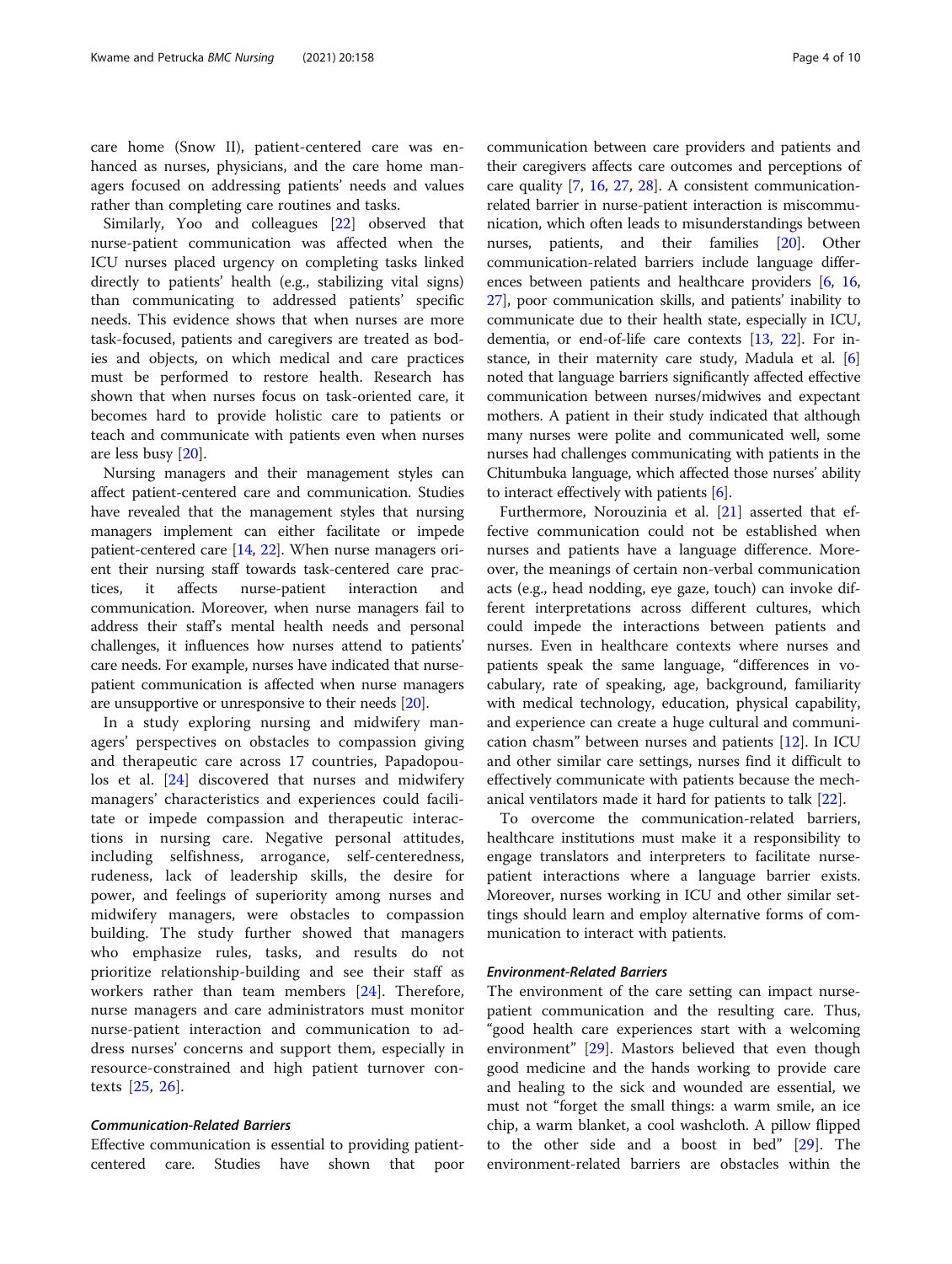care home (Snow II), patient-centered care was enhanced as nurses, physicians, and the care home managers focused on addressing patients' needs and values rather than completing care routines and tasks.

Similarly, Yoo and colleagues [22] observed that nurse-patient communication was affected when the ICU nurses placed urgency on completing tasks linked directly to patients' health (e.g., stabilizing vital signs) than communicating to addressed patients' specific needs. This evidence shows that when nurses are more task-focused, patients and caregivers are treated as bodies and objects, on which medical and care practices must be performed to restore health. Research has shown that when nurses focus on task-oriented care, it becomes hard to provide holistic care to patients or teach and communicate with patients even when nurses are less busy [20].

Nursing managers and their management styles can affect patient-centered care and communication. Studies have revealed that the management styles that nursing managers implement can either facilitate or impede patient-centered care [14, 22]. When nurse managers orient their nursing staff towards task-centered care practices, it affects nurse-patient interaction and communication. Moreover, when nurse managers fail to address their staff's mental health needs and personal challenges, it influences how nurses attend to patients' care needs. For example, nurses have indicated that nurse-patient communication is affected when nurse managers are unsupportive or unresponsive to their needs [20].

In a study exploring nursing and midwifery managers' perspectives on obstacles to compassion giving and therapeutic care across 17 countries, Papadopoulos et al. [24] discovered that nurses and midwifery managers' characteristics and experiences could facilitate or impede compassion and therapeutic interactions in nursing care. Negative personal attitudes, including selfishness, arrogance, self-centeredness, rudeness, lack of leadership skills, the desire for power, and feelings of superiority among nurses and midwifery managers, were obstacles to compassion building. The study further showed that managers who emphasize rules, tasks, and results do not prioritize relationship-building and see their staff as workers rather than team members [24]. Therefore, nurse managers and care administrators must monitor nurse-patient interaction and communication to address nurses' concerns and support them, especially in resource-constrained and high patient turnover contexts [25, 26].

### *Communication-Related Barriers*

Effective communication is essential to providing patient-centered care. Studies have shown that poor communication between care providers and patients and their caregivers affects care outcomes and perceptions of care quality [7, 16, 27, 28]. A consistent communication-related barrier in nurse-patient interaction is miscommunication, which often leads to misunderstandings between nurses, patients, and their families [20]. Other communication-related barriers include language differences between patients and healthcare providers [6, 16, 27], poor communication skills, and patients' inability to communicate due to their health state, especially in ICU, dementia, or end-of-life care contexts [13, 22]. For instance, in their maternity care study, Madula et al. [6] noted that language barriers significantly affected effective communication between nurses/midwives and expectant mothers. A patient in their study indicated that although many nurses were polite and communicated well, some nurses had challenges communicating with patients in the Chitumbuka language, which affected those nurses' ability to interact effectively with patients [6].

Furthermore, Norouzinia et al. [21] asserted that effective communication could not be established when nurses and patients have a language difference. Moreover, the meanings of certain non-verbal communication acts (e.g., head nodding, eye gaze, touch) can invoke different interpretations across different cultures, which could impede the interactions between patients and nurses. Even in healthcare contexts where nurses and patients speak the same language, "differences in vocabulary, rate of speaking, age, background, familiarity with medical technology, education, physical capability, and experience can create a huge cultural and communication chasm" between nurses and patients [12]. In ICU and other similar care settings, nurses find it difficult to effectively communicate with patients because the mechanical ventilators made it hard for patients to talk [22].

To overcome the communication-related barriers, healthcare institutions must make it a responsibility to engage translators and interpreters to facilitate nurse-patient interactions where a language barrier exists. Moreover, nurses working in ICU and other similar settings should learn and employ alternative forms of communication to interact with patients.

### *Environment-Related Barriers*

The environment of the care setting can impact nurse-patient communication and the resulting care. Thus, "good health care experiences start with a welcoming environment" [29]. Mastors believed that even though good medicine and the hands working to provide care and healing to the sick and wounded are essential, we must not "forget the small things: a warm smile, an ice chip, a warm blanket, a cool washcloth. A pillow flipped to the other side and a boost in bed" [29]. The environment-related barriers are obstacles within the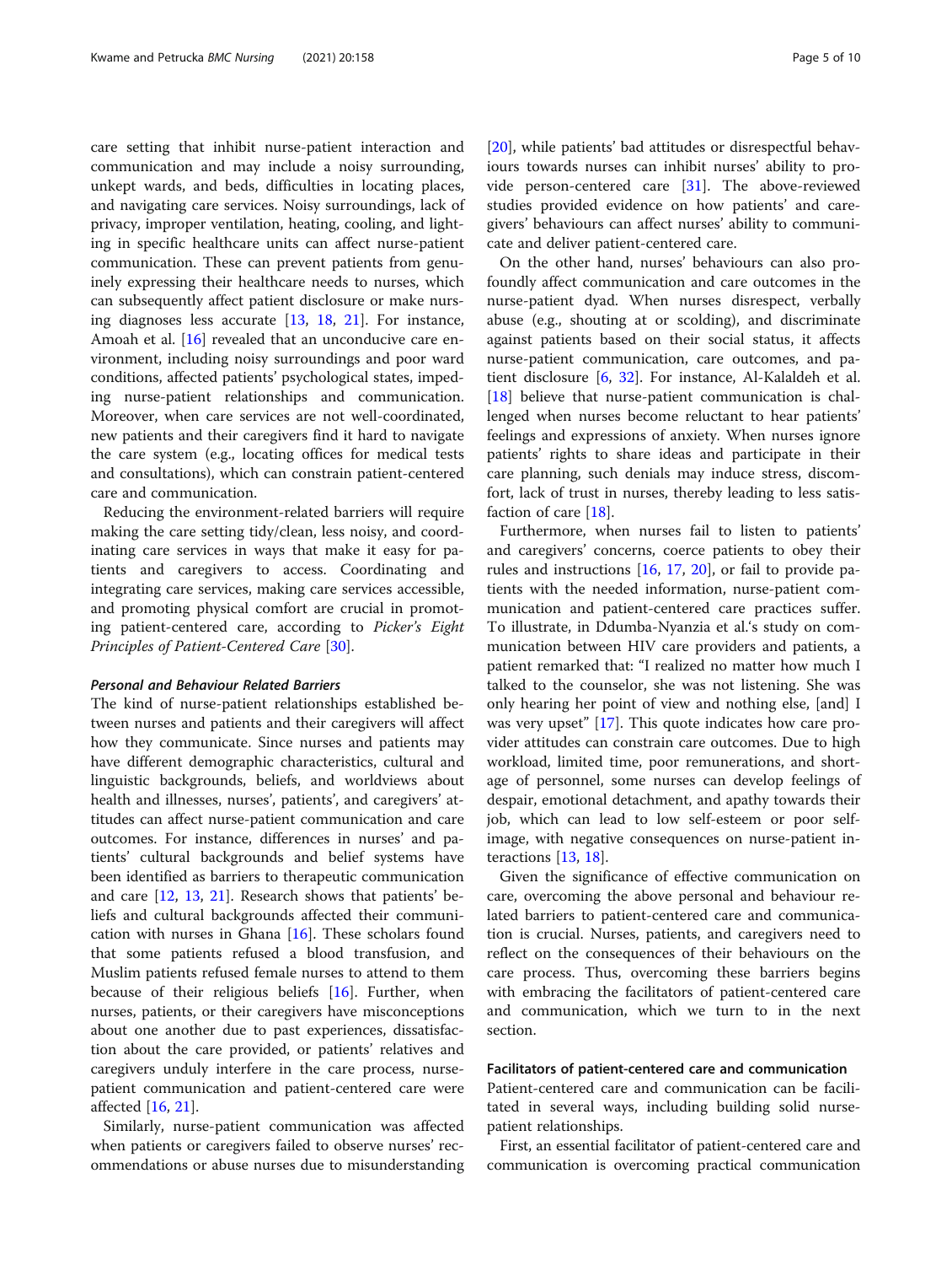care setting that inhibit nurse-patient interaction and communication and may include a noisy surrounding, unkept wards, and beds, difficulties in locating places, and navigating care services. Noisy surroundings, lack of privacy, improper ventilation, heating, cooling, and lighting in specific healthcare units can affect nurse-patient communication. These can prevent patients from genuinely expressing their healthcare needs to nurses, which can subsequently affect patient disclosure or make nursing diagnoses less accurate [13, 18, 21]. For instance, Amoah et al. [16] revealed that an unconducive care environment, including noisy surroundings and poor ward conditions, affected patients' psychological states, impeding nurse-patient relationships and communication. Moreover, when care services are not well-coordinated, new patients and their caregivers find it hard to navigate the care system (e.g., locating offices for medical tests and consultations), which can constrain patient-centered care and communication.

Reducing the environment-related barriers will require making the care setting tidy/clean, less noisy, and coordinating care services in ways that make it easy for patients and caregivers to access. Coordinating and integrating care services, making care services accessible, and promoting physical comfort are crucial in promoting patient-centered care, according to *Picker's Eight Principles of Patient-Centered Care* [30].

#### *Personal and Behaviour Related Barriers*

The kind of nurse-patient relationships established between nurses and patients and their caregivers will affect how they communicate. Since nurses and patients may have different demographic characteristics, cultural and linguistic backgrounds, beliefs, and worldviews about health and illnesses, nurses', patients', and caregivers' attitudes can affect nurse-patient communication and care outcomes. For instance, differences in nurses' and patients' cultural backgrounds and belief systems have been identified as barriers to therapeutic communication and care [12, 13, 21]. Research shows that patients' beliefs and cultural backgrounds affected their communication with nurses in Ghana [16]. These scholars found that some patients refused a blood transfusion, and Muslim patients refused female nurses to attend to them because of their religious beliefs [16]. Further, when nurses, patients, or their caregivers have misconceptions about one another due to past experiences, dissatisfaction about the care provided, or patients' relatives and caregivers unduly interfere in the care process, nurse-patient communication and patient-centered care were affected [16, 21].

Similarly, nurse-patient communication was affected when patients or caregivers failed to observe nurses' recommendations or abuse nurses due to misunderstanding [20], while patients' bad attitudes or disrespectful behaviours towards nurses can inhibit nurses' ability to provide person-centered care [31]. The above-reviewed studies provided evidence on how patients' and caregivers' behaviours can affect nurses' ability to communicate and deliver patient-centered care.

On the other hand, nurses' behaviours can also profoundly affect communication and care outcomes in the nurse-patient dyad. When nurses disrespect, verbally abuse (e.g., shouting at or scolding), and discriminate against patients based on their social status, it affects nurse-patient communication, care outcomes, and patient disclosure [6, 32]. For instance, Al-Kalaldeh et al. [18] believe that nurse-patient communication is challenged when nurses become reluctant to hear patients' feelings and expressions of anxiety. When nurses ignore patients' rights to share ideas and participate in their care planning, such denials may induce stress, discomfort, lack of trust in nurses, thereby leading to less satisfaction of care [18].

Furthermore, when nurses fail to listen to patients' and caregivers' concerns, coerce patients to obey their rules and instructions [16, 17, 20], or fail to provide patients with the needed information, nurse-patient communication and patient-centered care practices suffer. To illustrate, in Ddumba-Nyanzia et al.'s study on communication between HIV care providers and patients, a patient remarked that: "I realized no matter how much I talked to the counselor, she was not listening. She was only hearing her point of view and nothing else, [and] I was very upset" [17]. This quote indicates how care provider attitudes can constrain care outcomes. Due to high workload, limited time, poor remunerations, and shortage of personnel, some nurses can develop feelings of despair, emotional detachment, and apathy towards their job, which can lead to low self-esteem or poor self-image, with negative consequences on nurse-patient interactions [13, 18].

Given the significance of effective communication on care, overcoming the above personal and behaviour related barriers to patient-centered care and communication is crucial. Nurses, patients, and caregivers need to reflect on the consequences of their behaviours on the care process. Thus, overcoming these barriers begins with embracing the facilitators of patient-centered care and communication, which we turn to in the next section.

### Facilitators of patient-centered care and communication

Patient-centered care and communication can be facilitated in several ways, including building solid nurse-patient relationships.

First, an essential facilitator of patient-centered care and communication is overcoming practical communication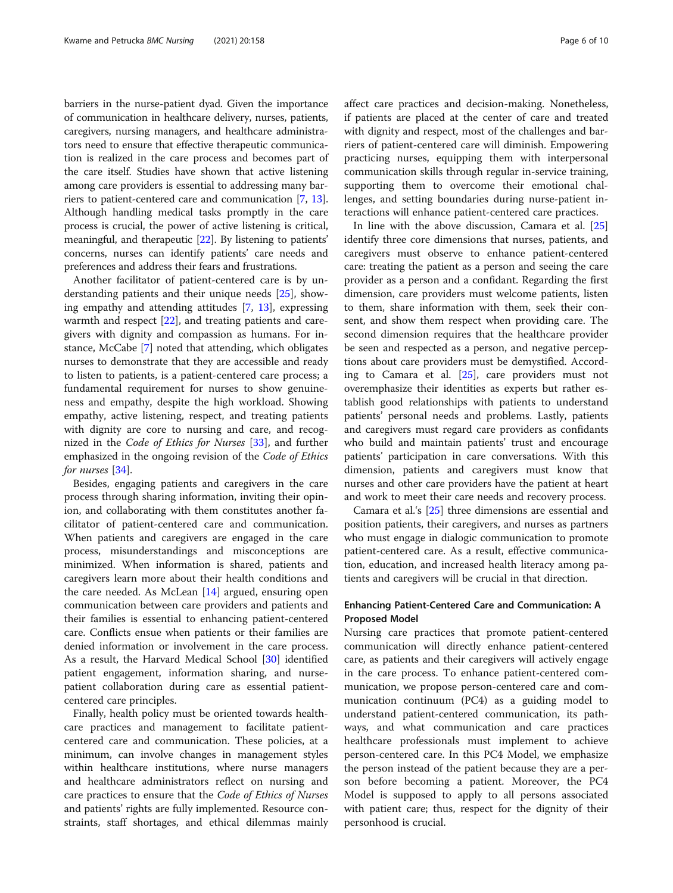barriers in the nurse-patient dyad. Given the importance of communication in healthcare delivery, nurses, patients, caregivers, nursing managers, and healthcare administrators need to ensure that effective therapeutic communication is realized in the care process and becomes part of the care itself. Studies have shown that active listening among care providers is essential to addressing many barriers to patient-centered care and communication [7, 13]. Although handling medical tasks promptly in the care process is crucial, the power of active listening is critical, meaningful, and therapeutic [22]. By listening to patients' concerns, nurses can identify patients' care needs and preferences and address their fears and frustrations.

Another facilitator of patient-centered care is by understanding patients and their unique needs [25], showing empathy and attending attitudes [7, 13], expressing warmth and respect [22], and treating patients and caregivers with dignity and compassion as humans. For instance, McCabe [7] noted that attending, which obligates nurses to demonstrate that they are accessible and ready to listen to patients, is a patient-centered care process; a fundamental requirement for nurses to show genuineness and empathy, despite the high workload. Showing empathy, active listening, respect, and treating patients with dignity are core to nursing and care, and recognized in the *Code of Ethics for Nurses* [33], and further emphasized in the ongoing revision of the *Code of Ethics for nurses* [34].

Besides, engaging patients and caregivers in the care process through sharing information, inviting their opinion, and collaborating with them constitutes another facilitator of patient-centered care and communication. When patients and caregivers are engaged in the care process, misunderstandings and misconceptions are minimized. When information is shared, patients and caregivers learn more about their health conditions and the care needed. As McLean [14] argued, ensuring open communication between care providers and patients and their families is essential to enhancing patient-centered care. Conflicts ensue when patients or their families are denied information or involvement in the care process. As a result, the Harvard Medical School [30] identified patient engagement, information sharing, and nurse-patient collaboration during care as essential patient-centered care principles.

Finally, health policy must be oriented towards healthcare practices and management to facilitate patient-centered care and communication. These policies, at a minimum, can involve changes in management styles within healthcare institutions, where nurse managers and healthcare administrators reflect on nursing and care practices to ensure that the *Code of Ethics of Nurses* and patients' rights are fully implemented. Resource constraints, staff shortages, and ethical dilemmas mainly affect care practices and decision-making. Nonetheless, if patients are placed at the center of care and treated with dignity and respect, most of the challenges and barriers of patient-centered care will diminish. Empowering practicing nurses, equipping them with interpersonal communication skills through regular in-service training, supporting them to overcome their emotional challenges, and setting boundaries during nurse-patient interactions will enhance patient-centered care practices.

In line with the above discussion, Camara et al. [25] identify three core dimensions that nurses, patients, and caregivers must observe to enhance patient-centered care: treating the patient as a person and seeing the care provider as a person and a confidant. Regarding the first dimension, care providers must welcome patients, listen to them, share information with them, seek their consent, and show them respect when providing care. The second dimension requires that the healthcare provider be seen and respected as a person, and negative perceptions about care providers must be demystified. According to Camara et al. [25], care providers must not overemphasize their identities as experts but rather establish good relationships with patients to understand patients' personal needs and problems. Lastly, patients and caregivers must regard care providers as confidants who build and maintain patients' trust and encourage patients' participation in care conversations. With this dimension, patients and caregivers must know that nurses and other care providers have the patient at heart and work to meet their care needs and recovery process.

Camara et al.'s [25] three dimensions are essential and position patients, their caregivers, and nurses as partners who must engage in dialogic communication to promote patient-centered care. As a result, effective communication, education, and increased health literacy among patients and caregivers will be crucial in that direction.

## Enhancing Patient-Centered Care and Communication: A Proposed Model

Nursing care practices that promote patient-centered communication will directly enhance patient-centered care, as patients and their caregivers will actively engage in the care process. To enhance patient-centered communication, we propose person-centered care and communication continuum (PC4) as a guiding model to understand patient-centered communication, its pathways, and what communication and care practices healthcare professionals must implement to achieve person-centered care. In this PC4 Model, we emphasize the person instead of the patient because they are a person before becoming a patient. Moreover, the PC4 Model is supposed to apply to all persons associated with patient care; thus, respect for the dignity of their personhood is crucial.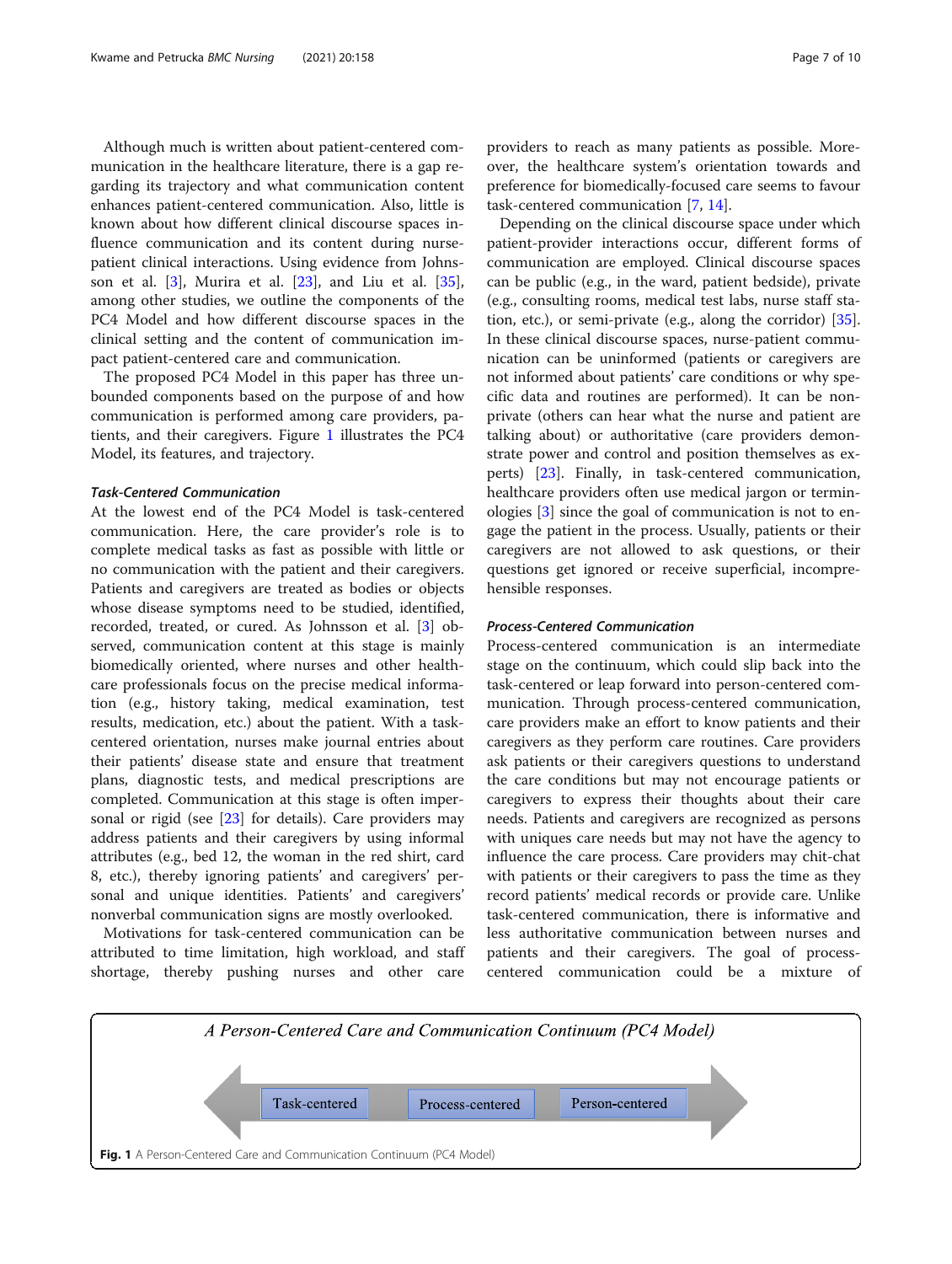Although much is written about patient-centered communication in the healthcare literature, there is a gap regarding its trajectory and what communication content enhances patient-centered communication. Also, little is known about how different clinical discourse spaces influence communication and its content during nurse-patient clinical interactions. Using evidence from Johnsson et al. [3], Murira et al. [23], and Liu et al. [35], among other studies, we outline the components of the PC4 Model and how different discourse spaces in the clinical setting and the content of communication impact patient-centered care and communication.

The proposed PC4 Model in this paper has three unbounded components based on the purpose of and how communication is performed among care providers, patients, and their caregivers. Figure 1 illustrates the PC4 Model, its features, and trajectory.

#### *Task-Centered Communication*

At the lowest end of the PC4 Model is task-centered communication. Here, the care provider's role is to complete medical tasks as fast as possible with little or no communication with the patient and their caregivers. Patients and caregivers are treated as bodies or objects whose disease symptoms need to be studied, identified, recorded, treated, or cured. As Johnsson et al. [3] observed, communication content at this stage is mainly biomedically oriented, where nurses and other healthcare professionals focus on the precise medical information (e.g., history taking, medical examination, test results, medication, etc.) about the patient. With a task-centered orientation, nurses make journal entries about their patients' disease state and ensure that treatment plans, diagnostic tests, and medical prescriptions are completed. Communication at this stage is often impersonal or rigid (see [23] for details). Care providers may address patients and their caregivers by using informal attributes (e.g., bed 12, the woman in the red shirt, card 8, etc.), thereby ignoring patients' and caregivers' personal and unique identities. Patients' and caregivers' nonverbal communication signs are mostly overlooked.

Motivations for task-centered communication can be attributed to time limitation, high workload, and staff shortage, thereby pushing nurses and other care providers to reach as many patients as possible. Moreover, the healthcare system's orientation towards and preference for biomedically-focused care seems to favour task-centered communication [7, 14].

Depending on the clinical discourse space under which patient-provider interactions occur, different forms of communication are employed. Clinical discourse spaces can be public (e.g., in the ward, patient bedside), private (e.g., consulting rooms, medical test labs, nurse staff station, etc.), or semi-private (e.g., along the corridor) [35]. In these clinical discourse spaces, nurse-patient communication can be uninformed (patients or caregivers are not informed about patients' care conditions or why specific data and routines are performed). It can be non-private (others can hear what the nurse and patient are talking about) or authoritative (care providers demonstrate power and control and position themselves as experts) [23]. Finally, in task-centered communication, healthcare providers often use medical jargon or terminologies [3] since the goal of communication is not to engage the patient in the process. Usually, patients or their caregivers are not allowed to ask questions, or their questions get ignored or receive superficial, incomprehensible responses.

#### *Process-Centered Communication*

Process-centered communication is an intermediate stage on the continuum, which could slip back into the task-centered or leap forward into person-centered communication. Through process-centered communication, care providers make an effort to know patients and their caregivers as they perform care routines. Care providers ask patients or their caregivers questions to understand the care conditions but may not encourage patients or caregivers to express their thoughts about their care needs. Patients and caregivers are recognized as persons with uniques care needs but may not have the agency to influence the care process. Care providers may chit-chat with patients or their caregivers to pass the time as they record patients' medical records or provide care. Unlike task-centered communication, there is informative and less authoritative communication between nurses and patients and their caregivers. The goal of process-centered communication could be a mixture of

*A Person-Centered Care and Communication Continuum (PC4 Model)*

Task-centered — Process-centered — Person-centered

**Fig. 1** A Person-Centered Care and Communication Continuum (PC4 Model)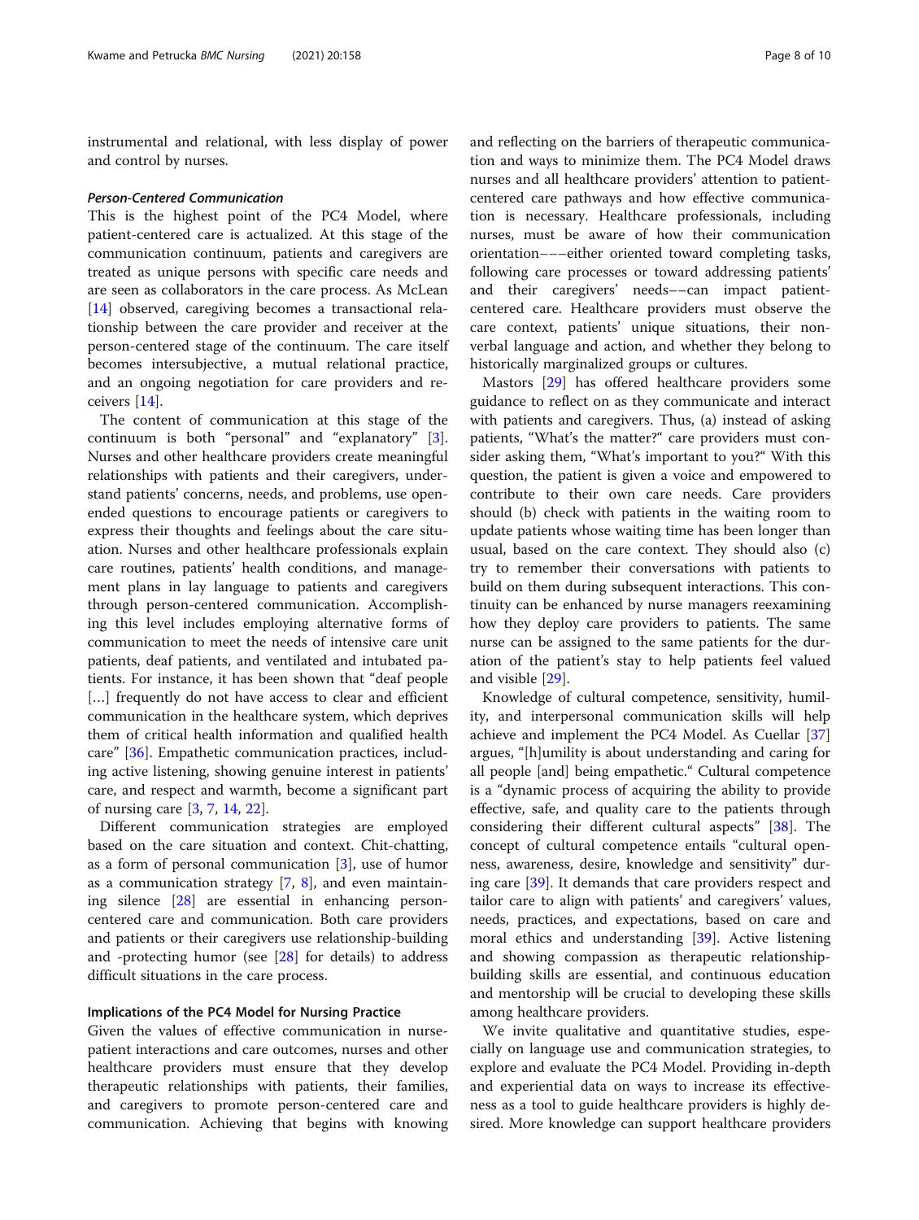instrumental and relational, with less display of power and control by nurses.

#### *Person-Centered Communication*

This is the highest point of the PC4 Model, where patient-centered care is actualized. At this stage of the communication continuum, patients and caregivers are treated as unique persons with specific care needs and are seen as collaborators in the care process. As McLean [14] observed, caregiving becomes a transactional relationship between the care provider and receiver at the person-centered stage of the continuum. The care itself becomes intersubjective, a mutual relational practice, and an ongoing negotiation for care providers and receivers [14].

The content of communication at this stage of the continuum is both "personal" and "explanatory" [3]. Nurses and other healthcare providers create meaningful relationships with patients and their caregivers, understand patients' concerns, needs, and problems, use open-ended questions to encourage patients or caregivers to express their thoughts and feelings about the care situation. Nurses and other healthcare professionals explain care routines, patients' health conditions, and management plans in lay language to patients and caregivers through person-centered communication. Accomplishing this level includes employing alternative forms of communication to meet the needs of intensive care unit patients, deaf patients, and ventilated and intubated patients. For instance, it has been shown that "deaf people […] frequently do not have access to clear and efficient communication in the healthcare system, which deprives them of critical health information and qualified health care" [36]. Empathetic communication practices, including active listening, showing genuine interest in patients' care, and respect and warmth, become a significant part of nursing care [3, 7, 14, 22].

Different communication strategies are employed based on the care situation and context. Chit-chatting, as a form of personal communication [3], use of humor as a communication strategy [7, 8], and even maintaining silence [28] are essential in enhancing person-centered care and communication. Both care providers and patients or their caregivers use relationship-building and -protecting humor (see [28] for details) to address difficult situations in the care process.

### Implications of the PC4 Model for Nursing Practice

Given the values of effective communication in nurse-patient interactions and care outcomes, nurses and other healthcare providers must ensure that they develop therapeutic relationships with patients, their families, and caregivers to promote person-centered care and communication. Achieving that begins with knowing and reflecting on the barriers of therapeutic communication and ways to minimize them. The PC4 Model draws nurses and all healthcare providers' attention to patient-centered care pathways and how effective communication is necessary. Healthcare professionals, including nurses, must be aware of how their communication orientation–––either oriented toward completing tasks, following care processes or toward addressing patients' and their caregivers' needs––can impact patient-centered care. Healthcare providers must observe the care context, patients' unique situations, their non-verbal language and action, and whether they belong to historically marginalized groups or cultures.

Mastors [29] has offered healthcare providers some guidance to reflect on as they communicate and interact with patients and caregivers. Thus, (a) instead of asking patients, "What's the matter?" care providers must consider asking them, "What's important to you?" With this question, the patient is given a voice and empowered to contribute to their own care needs. Care providers should (b) check with patients in the waiting room to update patients whose waiting time has been longer than usual, based on the care context. They should also (c) try to remember their conversations with patients to build on them during subsequent interactions. This continuity can be enhanced by nurse managers reexamining how they deploy care providers to patients. The same nurse can be assigned to the same patients for the duration of the patient's stay to help patients feel valued and visible [29].

Knowledge of cultural competence, sensitivity, humility, and interpersonal communication skills will help achieve and implement the PC4 Model. As Cuellar [37] argues, "[h]umility is about understanding and caring for all people [and] being empathetic." Cultural competence is a "dynamic process of acquiring the ability to provide effective, safe, and quality care to the patients through considering their different cultural aspects" [38]. The concept of cultural competence entails "cultural openness, awareness, desire, knowledge and sensitivity" during care [39]. It demands that care providers respect and tailor care to align with patients' and caregivers' values, needs, practices, and expectations, based on care and moral ethics and understanding [39]. Active listening and showing compassion as therapeutic relationship-building skills are essential, and continuous education and mentorship will be crucial to developing these skills among healthcare providers.

We invite qualitative and quantitative studies, especially on language use and communication strategies, to explore and evaluate the PC4 Model. Providing in-depth and experiential data on ways to increase its effectiveness as a tool to guide healthcare providers is highly desired. More knowledge can support healthcare providers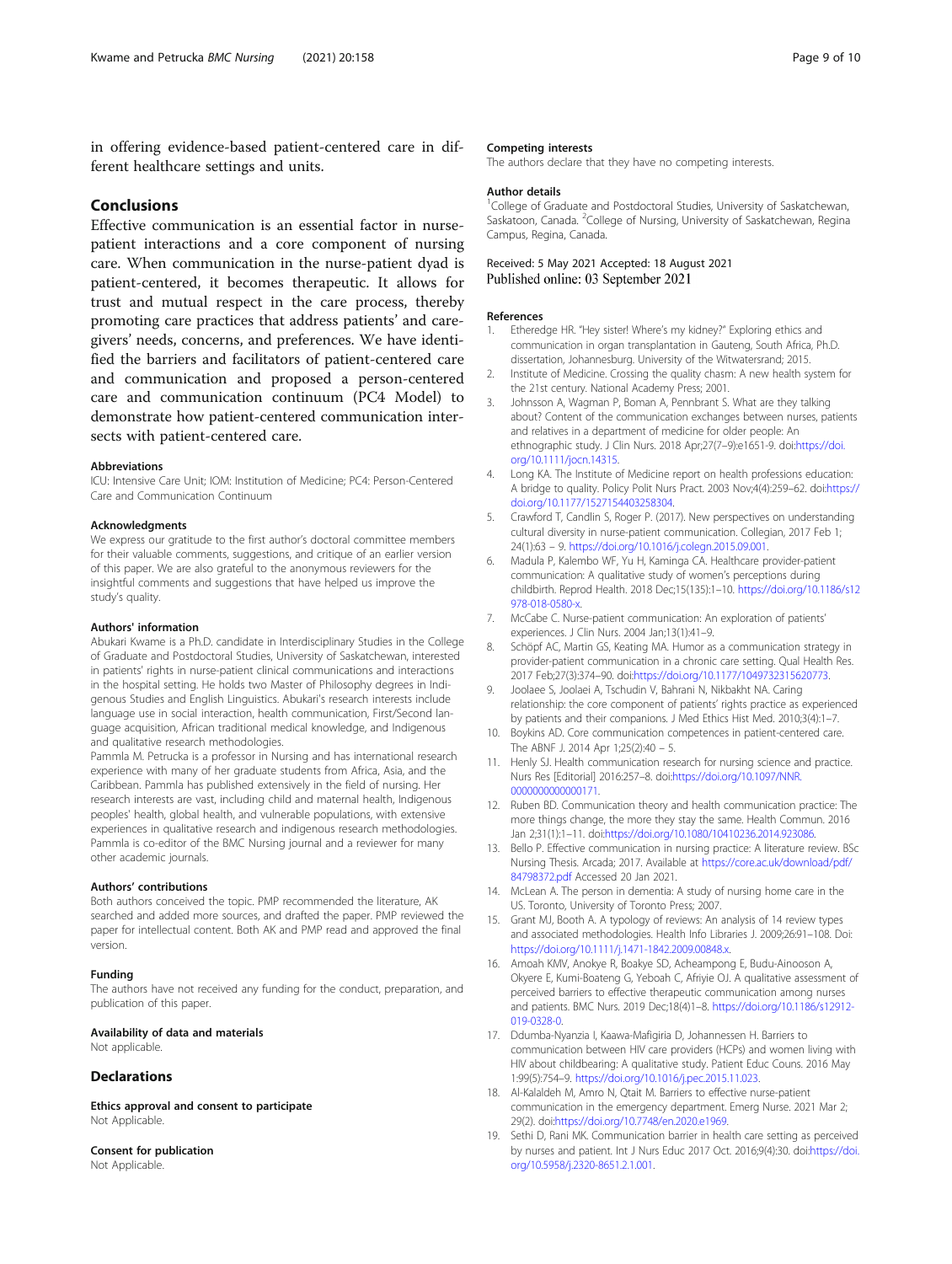in offering evidence-based patient-centered care in different healthcare settings and units.

## Conclusions

Effective communication is an essential factor in nurse-patient interactions and a core component of nursing care. When communication in the nurse-patient dyad is patient-centered, it becomes therapeutic. It allows for trust and mutual respect in the care process, thereby promoting care practices that address patients' and caregivers' needs, concerns, and preferences. We have identified the barriers and facilitators of patient-centered care and communication and proposed a person-centered care and communication continuum (PC4 Model) to demonstrate how patient-centered communication intersects with patient-centered care.

#### Abbreviations

ICU: Intensive Care Unit; IOM: Institution of Medicine; PC4: Person-Centered Care and Communication Continuum

#### Acknowledgments

We express our gratitude to the first author's doctoral committee members for their valuable comments, suggestions, and critique of an earlier version of this paper. We are also grateful to the anonymous reviewers for the insightful comments and suggestions that have helped us improve the study's quality.

#### Authors' information

Abukari Kwame is a Ph.D. candidate in Interdisciplinary Studies in the College of Graduate and Postdoctoral Studies, University of Saskatchewan, interested in patients' rights in nurse-patient clinical communications and interactions in the hospital setting. He holds two Master of Philosophy degrees in Indigenous Studies and English Linguistics. Abukari's research interests include language use in social interaction, health communication, First/Second language acquisition, African traditional medical knowledge, and Indigenous and qualitative research methodologies.

Pammla M. Petrucka is a professor in Nursing and has international research experience with many of her graduate students from Africa, Asia, and the Caribbean. Pammla has published extensively in the field of nursing. Her research interests are vast, including child and maternal health, Indigenous peoples' health, global health, and vulnerable populations, with extensive experiences in qualitative research and indigenous research methodologies. Pammla is co-editor of the BMC Nursing journal and a reviewer for many other academic journals.

#### Authors' contributions

Both authors conceived the topic. PMP recommended the literature, AK searched and added more sources, and drafted the paper. PMP reviewed the paper for intellectual content. Both AK and PMP read and approved the final version.

#### Funding

The authors have not received any funding for the conduct, preparation, and publication of this paper.

#### Availability of data and materials

Not applicable.

## Declarations

#### Ethics approval and consent to participate

Not Applicable.

#### Consent for publication

Not Applicable.

#### Competing interests

The authors declare that they have no competing interests.

#### Author details

[1]College of Graduate and Postdoctoral Studies, University of Saskatchewan, Saskatoon, Canada. [2]College of Nursing, University of Saskatchewan, Regina Campus, Regina, Canada.

Received: 5 May 2021 Accepted: 18 August 2021
Published online: 03 September 2021

#### References

1. Etheredge HR. "Hey sister! Where's my kidney?" Exploring ethics and communication in organ transplantation in Gauteng, South Africa, Ph.D. dissertation, Johannesburg. University of the Witwatersrand; 2015.
2. Institute of Medicine. Crossing the quality chasm: A new health system for the 21st century. National Academy Press; 2001.
3. Johnsson A, Wagman P, Boman A, Pennbrant S. What are they talking about? Content of the communication exchanges between nurses, patients and relatives in a department of medicine for older people: An ethnographic study. J Clin Nurs. 2018 Apr;27(7–9):e1651-9. doi:https://doi.org/10.1111/jocn.14315.
4. Long KA. The Institute of Medicine report on health professions education: A bridge to quality. Policy Polit Nurs Pract. 2003 Nov;4(4):259–62. doi:https://doi.org/10.1177/1527154403258304.
5. Crawford T, Candlin S, Roger P. (2017). New perspectives on understanding cultural diversity in nurse-patient communication. Collegian, 2017 Feb 1; 24(1):63 – 9. https://doi.org/10.1016/j.colegn.2015.09.001.
6. Madula P, Kalembo WF, Yu H, Kaminga CA. Healthcare provider-patient communication: A qualitative study of women's perceptions during childbirth. Reprod Health. 2018 Dec;15(135):1–10. https://doi.org/10.1186/s12978-018-0580-x.
7. McCabe C. Nurse-patient communication: An exploration of patients' experiences. J Clin Nurs. 2004 Jan;13(1):41–9.
8. Schöpf AC, Martin GS, Keating MA. Humor as a communication strategy in provider-patient communication in a chronic care setting. Qual Health Res. 2017 Feb;27(3):374–90. doi:https://doi.org/10.1177/1049732315620773.
9. Joolaee S, Joolaei A, Tschudin V, Bahrani N, Nikbakht NA. Caring relationship: the core component of patients' rights practice as experienced by patients and their companions. J Med Ethics Hist Med. 2010;3(4):1–7.
10. Boykins AD. Core communication competences in patient-centered care. The ABNF J. 2014 Apr 1;25(2):40 – 5.
11. Henly SJ. Health communication research for nursing science and practice. Nurs Res [Editorial] 2016:257–8. doi:https://doi.org/10.1097/NNR.0000000000000171.
12. Ruben BD. Communication theory and health communication practice: The more things change, the more they stay the same. Health Commun. 2016 Jan 2;31(1):1–11. doi:https://doi.org/10.1080/10410236.2014.923086.
13. Bello P. Effective communication in nursing practice: A literature review. BSc Nursing Thesis. Arcada; 2017. Available at https://core.ac.uk/download/pdf/84798372.pdf Accessed 20 Jan 2021.
14. McLean A. The person in dementia: A study of nursing home care in the US. Toronto, University of Toronto Press; 2007.
15. Grant MJ, Booth A. A typology of reviews: An analysis of 14 review types and associated methodologies. Health Info Libraries J. 2009;26:91–108. Doi: https://doi.org/10.1111/j.1471-1842.2009.00848.x.
16. Amoah KMV, Anokye R, Boakye SD, Acheampong E, Budu-Ainooson A, Okyere E, Kumi-Boateng G, Yeboah C, Afriyie OJ. A qualitative assessment of perceived barriers to effective therapeutic communication among nurses and patients. BMC Nurs. 2019 Dec;18(4)1–8. https://doi.org/10.1186/s12912-019-0328-0.
17. Ddumba-Nyanzia I, Kaawa-Mafigiria D, Johannessen H. Barriers to communication between HIV care providers (HCPs) and women living with HIV about childbearing: A qualitative study. Patient Educ Couns. 2016 May 1:99(5):754–9. https://doi.org/10.1016/j.pec.2015.11.023.
18. Al-Kalaldeh M, Amro N, Qtait M. Barriers to effective nurse-patient communication in the emergency department. Emerg Nurse. 2021 Mar 2; 29(2). doi:https://doi.org/10.7748/en.2020.e1969.
19. Sethi D, Rani MK. Communication barrier in health care setting as perceived by nurses and patient. Int J Nurs Educ 2017 Oct. 2016;9(4):30. doi:https://doi.org/10.5958/j.2320-8651.2.1.001.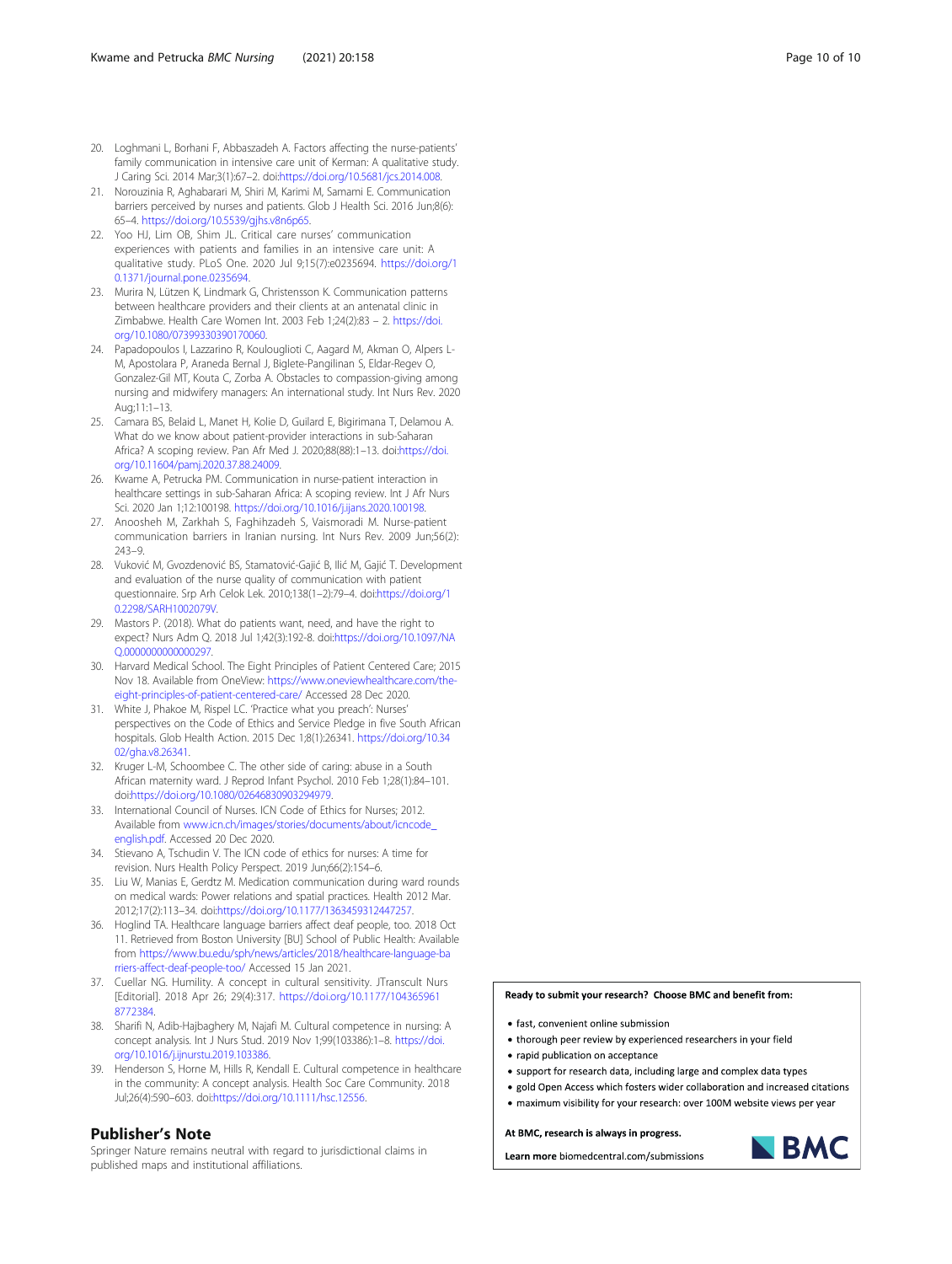20. Loghmani L, Borhani F, Abbaszadeh A. Factors affecting the nurse-patients' family communication in intensive care unit of Kerman: A qualitative study. J Caring Sci. 2014 Mar;3(1):67–2. doi:https://doi.org/10.5681/jcs.2014.008.
21. Norouzinia R, Aghabarari M, Shiri M, Karimi M, Samami E. Communication barriers perceived by nurses and patients. Glob J Health Sci. 2016 Jun;8(6): 65–4. https://doi.org/10.5539/gjhs.v8n6p65.
22. Yoo HJ, Lim OB, Shim JL. Critical care nurses' communication experiences with patients and families in an intensive care unit: A qualitative study. PLoS One. 2020 Jul 9;15(7):e0235694. https://doi.org/10.1371/journal.pone.0235694.
23. Murira N, Lützen K, Lindmark G, Christensson K. Communication patterns between healthcare providers and their clients at an antenatal clinic in Zimbabwe. Health Care Women Int. 2003 Feb 1;24(2):83 – 2. https://doi.org/10.1080/07399330390170060.
24. Papadopoulos I, Lazzarino R, Koulouglioti C, Aagard M, Akman O, Alpers L-M, Apostolara P, Araneda Bernal J, Biglete-Pangilinan S, Eldar-Regev O, Gonzalez-Gil MT, Kouta C, Zorba A. Obstacles to compassion-giving among nursing and midwifery managers: An international study. Int Nurs Rev. 2020 Aug;11:1–13.
25. Camara BS, Belaid L, Manet H, Kolie D, Guilard E, Bigirimana T, Delamou A. What do we know about patient-provider interactions in sub-Saharan Africa? A scoping review. Pan Afr Med J. 2020;88(88):1–13. doi:https://doi.org/10.11604/pamj.2020.37.88.24009.
26. Kwame A, Petrucka PM. Communication in nurse-patient interaction in healthcare settings in sub-Saharan Africa: A scoping review. Int J Afr Nurs Sci. 2020 Jan 1;12:100198. https://doi.org/10.1016/j.ijans.2020.100198.
27. Anoosheh M, Zarkhah S, Faghihzadeh S, Vaismoradi M. Nurse-patient communication barriers in Iranian nursing. Int Nurs Rev. 2009 Jun;56(2): 243–9.
28. Vuković M, Gvozdenović BS, Stamatović-Gajić B, Ilić M, Gajić T. Development and evaluation of the nurse quality of communication with patient questionnaire. Srp Arh Celok Lek. 2010;138(1–2):79–4. doi:https://doi.org/10.2298/SARH1002079V.
29. Mastors P. (2018). What do patients want, need, and have the right to expect? Nurs Adm Q. 2018 Jul 1;42(3):192-8. doi:https://doi.org/10.1097/NAQ.0000000000000297.
30. Harvard Medical School. The Eight Principles of Patient Centered Care; 2015 Nov 18. Available from OneView: https://www.oneviewhealthcare.com/the-eight-principles-of-patient-centered-care/ Accessed 28 Dec 2020.
31. White J, Phakoe M, Rispel LC. 'Practice what you preach': Nurses' perspectives on the Code of Ethics and Service Pledge in five South African hospitals. Glob Health Action. 2015 Dec 1;8(1):26341. https://doi.org/10.3402/gha.v8.26341.
32. Kruger L-M, Schoombee C. The other side of caring: abuse in a South African maternity ward. J Reprod Infant Psychol. 2010 Feb 1;28(1):84–101. doi:https://doi.org/10.1080/02646830903294979.
33. International Council of Nurses. ICN Code of Ethics for Nurses; 2012. Available from www.icn.ch/images/stories/documents/about/icncode_english.pdf. Accessed 20 Dec 2020.
34. Stievano A, Tschudin V. The ICN code of ethics for nurses: A time for revision. Nurs Health Policy Perspect. 2019 Jun;66(2):154–6.
35. Liu W, Manias E, Gerdtz M. Medication communication during ward rounds on medical wards: Power relations and spatial practices. Health 2012 Mar. 2012;17(2):113–34. doi:https://doi.org/10.1177/1363459312447257.
36. Hoglind TA. Healthcare language barriers affect deaf people, too. 2018 Oct 11. Retrieved from Boston University [BU] School of Public Health: Available from https://www.bu.edu/sph/news/articles/2018/healthcare-language-barriers-affect-deaf-people-too/ Accessed 15 Jan 2021.
37. Cuellar NG. Humility. A concept in cultural sensitivity. JTranscult Nurs [Editorial]. 2018 Apr 26; 29(4):317. https://doi.org/10.1177/1043659618772384.
38. Sharifi N, Adib-Hajbaghery M, Najafi M. Cultural competence in nursing: A concept analysis. Int J Nurs Stud. 2019 Nov 1;99(103386):1–8. https://doi.org/10.1016/j.ijnurstu.2019.103386.
39. Henderson S, Horne M, Hills R, Kendall E. Cultural competence in healthcare in the community: A concept analysis. Health Soc Care Community. 2018 Jul;26(4):590–603. doi:https://doi.org/10.1111/hsc.12556.

## Publisher's Note

Springer Nature remains neutral with regard to jurisdictional claims in published maps and institutional affiliations.

**Ready to submit your research? Choose BMC and benefit from:**

- fast, convenient online submission
- thorough peer review by experienced researchers in your field
- rapid publication on acceptance
- support for research data, including large and complex data types
- gold Open Access which fosters wider collaboration and increased citations
- maximum visibility for your research: over 100M website views per year

**At BMC, research is always in progress.**

**Learn more** biomedcentral.com/submissions

BMC